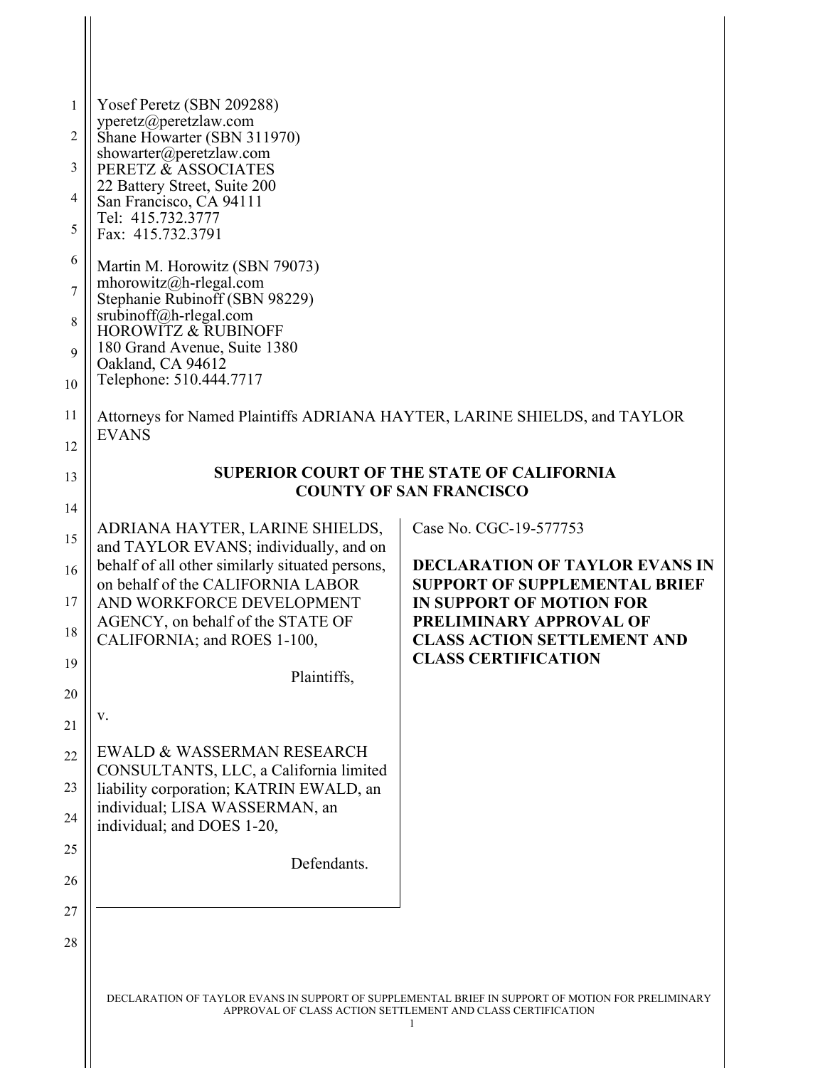Yosef Peretz (SBN 209288)
yperetz@peretzlaw.com
Shane Howarter (SBN 311970)
showarter@peretzlaw.com
PERETZ & ASSOCIATES
22 Battery Street, Suite 200
San Francisco, CA 94111
Tel: 415.732.3777
Fax: 415.732.3791

Martin M. Horowitz (SBN 79073)
mhorowitz@h-rlegal.com
Stephanie Rubinoff (SBN 98229)
srubinoff@h-rlegal.com
HOROWITZ & RUBINOFF
180 Grand Avenue, Suite 1380
Oakland, CA 94612
Telephone: 510.444.7717

Attorneys for Named Plaintiffs ADRIANA HAYTER, LARINE SHIELDS, and TAYLOR EVANS

**SUPERIOR COURT OF THE STATE OF CALIFORNIA**
**COUNTY OF SAN FRANCISCO**

ADRIANA HAYTER, LARINE SHIELDS, and TAYLOR EVANS; individually, and on behalf of all other similarly situated persons, on behalf of the CALIFORNIA LABOR AND WORKFORCE DEVELOPMENT AGENCY, on behalf of the STATE OF CALIFORNIA; and ROES 1-100,

Plaintiffs,

v.

EWALD & WASSERMAN RESEARCH CONSULTANTS, LLC, a California limited liability corporation; KATRIN EWALD, an individual; LISA WASSERMAN, an individual; and DOES 1-20,

Defendants.

Case No. CGC-19-577753

**DECLARATION OF TAYLOR EVANS IN SUPPORT OF SUPPLEMENTAL BRIEF IN SUPPORT OF MOTION FOR PRELIMINARY APPROVAL OF CLASS ACTION SETTLEMENT AND CLASS CERTIFICATION**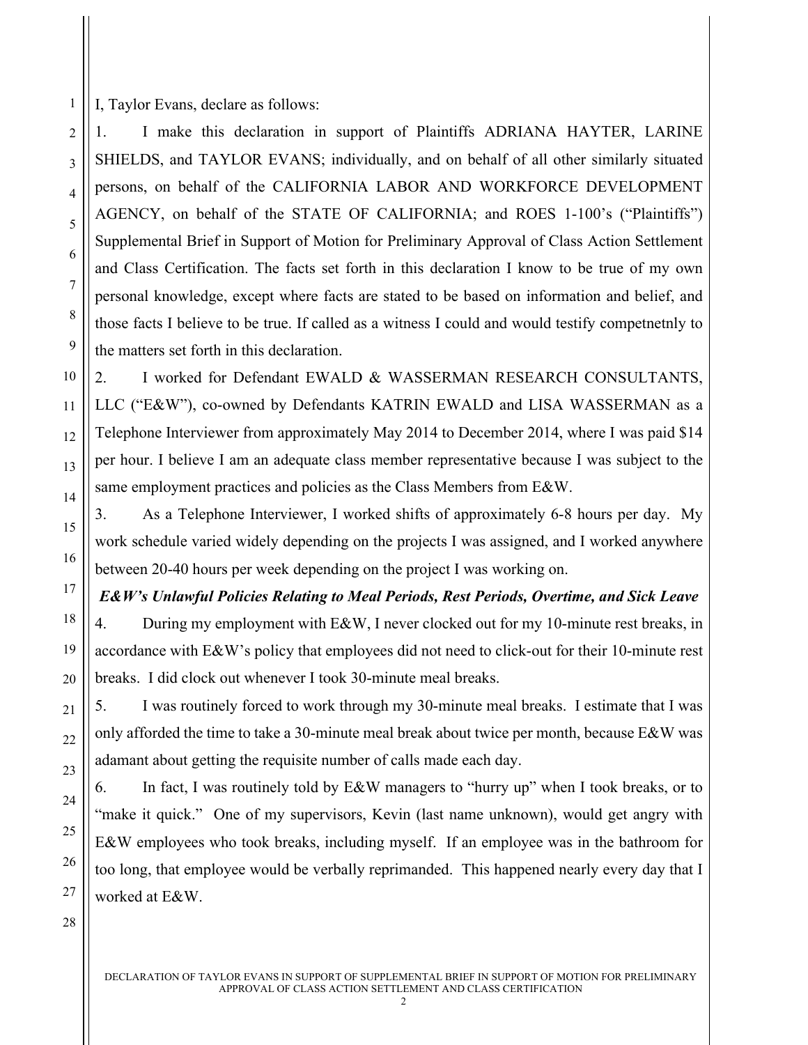I, Taylor Evans, declare as follows:

1. I make this declaration in support of Plaintiffs ADRIANA HAYTER, LARINE SHIELDS, and TAYLOR EVANS; individually, and on behalf of all other similarly situated persons, on behalf of the CALIFORNIA LABOR AND WORKFORCE DEVELOPMENT AGENCY, on behalf of the STATE OF CALIFORNIA; and ROES 1-100's ("Plaintiffs") Supplemental Brief in Support of Motion for Preliminary Approval of Class Action Settlement and Class Certification. The facts set forth in this declaration I know to be true of my own personal knowledge, except where facts are stated to be based on information and belief, and those facts I believe to be true. If called as a witness I could and would testify competnetnly to the matters set forth in this declaration.

2. I worked for Defendant EWALD & WASSERMAN RESEARCH CONSULTANTS, LLC ("E&W"), co-owned by Defendants KATRIN EWALD and LISA WASSERMAN as a Telephone Interviewer from approximately May 2014 to December 2014, where I was paid $14 per hour. I believe I am an adequate class member representative because I was subject to the same employment practices and policies as the Class Members from E&W.

3. As a Telephone Interviewer, I worked shifts of approximately 6-8 hours per day. My work schedule varied widely depending on the projects I was assigned, and I worked anywhere between 20-40 hours per week depending on the project I was working on.

***E&W's Unlawful Policies Relating to Meal Periods, Rest Periods, Overtime, and Sick Leave***

4. During my employment with E&W, I never clocked out for my 10-minute rest breaks, in accordance with E&W's policy that employees did not need to click-out for their 10-minute rest breaks. I did clock out whenever I took 30-minute meal breaks.

5. I was routinely forced to work through my 30-minute meal breaks. I estimate that I was only afforded the time to take a 30-minute meal break about twice per month, because E&W was adamant about getting the requisite number of calls made each day.

6. In fact, I was routinely told by E&W managers to "hurry up" when I took breaks, or to "make it quick." One of my supervisors, Kevin (last name unknown), would get angry with E&W employees who took breaks, including myself. If an employee was in the bathroom for too long, that employee would be verbally reprimanded. This happened nearly every day that I worked at E&W.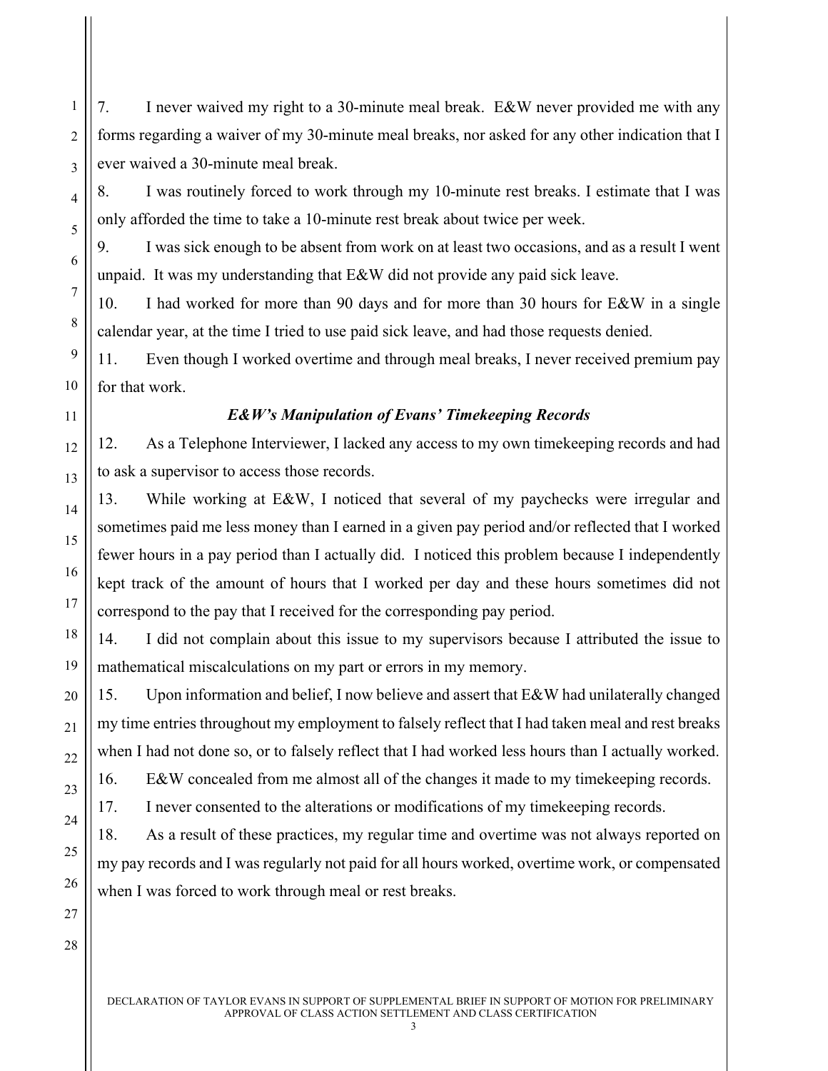7. I never waived my right to a 30-minute meal break. E&W never provided me with any forms regarding a waiver of my 30-minute meal breaks, nor asked for any other indication that I ever waived a 30-minute meal break.

8. I was routinely forced to work through my 10-minute rest breaks. I estimate that I was only afforded the time to take a 10-minute rest break about twice per week.

9. I was sick enough to be absent from work on at least two occasions, and as a result I went unpaid. It was my understanding that E&W did not provide any paid sick leave.

10. I had worked for more than 90 days and for more than 30 hours for E&W in a single calendar year, at the time I tried to use paid sick leave, and had those requests denied.

11. Even though I worked overtime and through meal breaks, I never received premium pay for that work.

### *E&W's Manipulation of Evans' Timekeeping Records*

12. As a Telephone Interviewer, I lacked any access to my own timekeeping records and had to ask a supervisor to access those records.

13. While working at E&W, I noticed that several of my paychecks were irregular and sometimes paid me less money than I earned in a given pay period and/or reflected that I worked fewer hours in a pay period than I actually did. I noticed this problem because I independently kept track of the amount of hours that I worked per day and these hours sometimes did not correspond to the pay that I received for the corresponding pay period.

14. I did not complain about this issue to my supervisors because I attributed the issue to mathematical miscalculations on my part or errors in my memory.

15. Upon information and belief, I now believe and assert that E&W had unilaterally changed my time entries throughout my employment to falsely reflect that I had taken meal and rest breaks when I had not done so, or to falsely reflect that I had worked less hours than I actually worked.

16. E&W concealed from me almost all of the changes it made to my timekeeping records.

17. I never consented to the alterations or modifications of my timekeeping records.

18. As a result of these practices, my regular time and overtime was not always reported on my pay records and I was regularly not paid for all hours worked, overtime work, or compensated when I was forced to work through meal or rest breaks.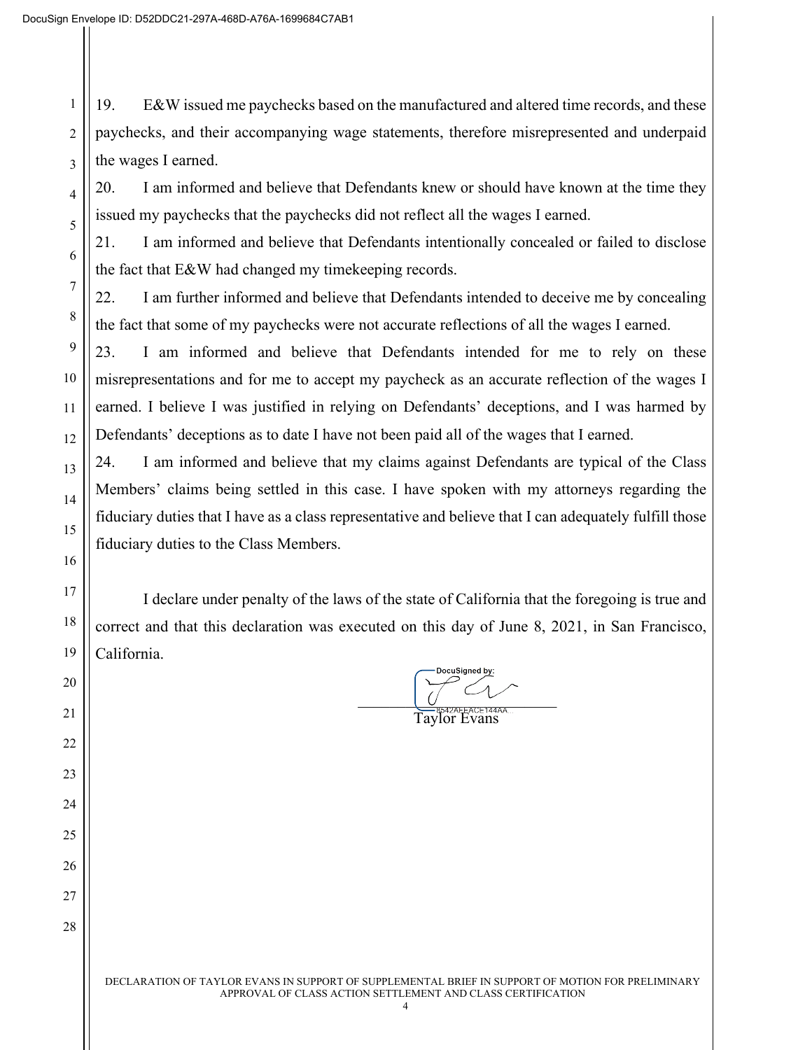19. E&W issued me paychecks based on the manufactured and altered time records, and these paychecks, and their accompanying wage statements, therefore misrepresented and underpaid the wages I earned.

20. I am informed and believe that Defendants knew or should have known at the time they issued my paychecks that the paychecks did not reflect all the wages I earned.

21. I am informed and believe that Defendants intentionally concealed or failed to disclose the fact that E&W had changed my timekeeping records.

22. I am further informed and believe that Defendants intended to deceive me by concealing the fact that some of my paychecks were not accurate reflections of all the wages I earned.

23. I am informed and believe that Defendants intended for me to rely on these misrepresentations and for me to accept my paycheck as an accurate reflection of the wages I earned. I believe I was justified in relying on Defendants' deceptions, and I was harmed by Defendants' deceptions as to date I have not been paid all of the wages that I earned.

24. I am informed and believe that my claims against Defendants are typical of the Class Members' claims being settled in this case. I have spoken with my attorneys regarding the fiduciary duties that I have as a class representative and believe that I can adequately fulfill those fiduciary duties to the Class Members.

I declare under penalty of the laws of the state of California that the foregoing is true and correct and that this declaration was executed on this day of June 8, 2021, in San Francisco, California.

DocuSigned by:

8542AEEACE144AA...

Taylor Evans

DECLARATION OF TAYLOR EVANS IN SUPPORT OF SUPPLEMENTAL BRIEF IN SUPPORT OF MOTION FOR PRELIMINARY APPROVAL OF CLASS ACTION SETTLEMENT AND CLASS CERTIFICATION